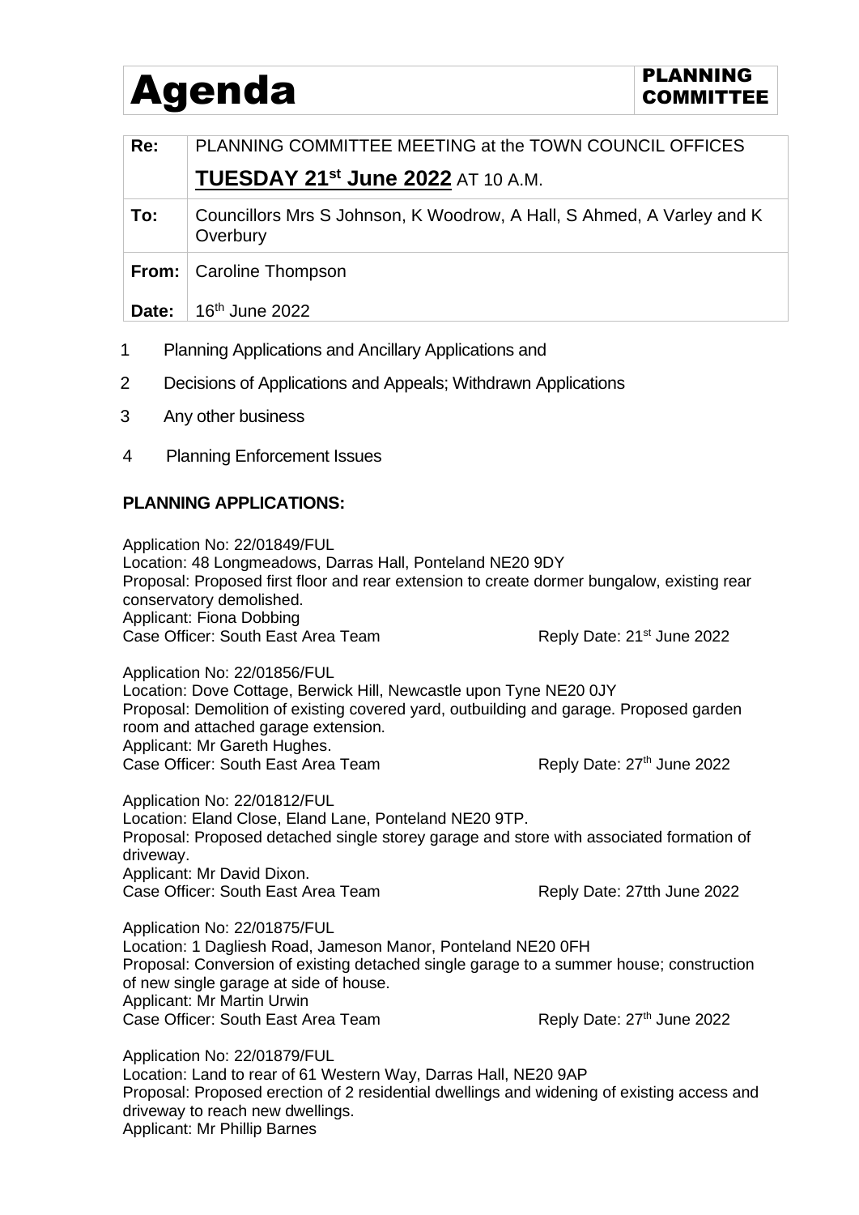# Agenda

**PLANNING COMMITTEE**

| | |
|---|---|
| **Re:** | PLANNING COMMITTEE MEETING at the TOWN COUNCIL OFFICES<br>**TUESDAY 21st June 2022** AT 10 A.M. |
| **To:** | Councillors Mrs S Johnson, K Woodrow, A Hall, S Ahmed, A Varley and K Overbury |
| **From:** | Caroline Thompson |
| **Date:** | 16th June 2022 |

1. Planning Applications and Ancillary Applications and
2. Decisions of Applications and Appeals; Withdrawn Applications
3. Any other business
4. Planning Enforcement Issues

**PLANNING APPLICATIONS:**

Application No: 22/01849/FUL
Location: 48 Longmeadows, Darras Hall, Ponteland NE20 9DY
Proposal: Proposed first floor and rear extension to create dormer bungalow, existing rear conservatory demolished.
Applicant: Fiona Dobbing
Case Officer: South East Area Team — Reply Date: 21st June 2022

Application No: 22/01856/FUL
Location: Dove Cottage, Berwick Hill, Newcastle upon Tyne NE20 0JY
Proposal: Demolition of existing covered yard, outbuilding and garage. Proposed garden room and attached garage extension.
Applicant: Mr Gareth Hughes.
Case Officer: South East Area Team — Reply Date: 27th June 2022

Application No: 22/01812/FUL
Location: Eland Close, Eland Lane, Ponteland NE20 9TP.
Proposal: Proposed detached single storey garage and store with associated formation of driveway.
Applicant: Mr David Dixon.
Case Officer: South East Area Team — Reply Date: 27tth June 2022

Application No: 22/01875/FUL
Location: 1 Dagliesh Road, Jameson Manor, Ponteland NE20 0FH
Proposal: Conversion of existing detached single garage to a summer house; construction of new single garage at side of house.
Applicant: Mr Martin Urwin
Case Officer: South East Area Team — Reply Date: 27th June 2022

Application No: 22/01879/FUL
Location: Land to rear of 61 Western Way, Darras Hall, NE20 9AP
Proposal: Proposed erection of 2 residential dwellings and widening of existing access and driveway to reach new dwellings.
Applicant: Mr Phillip Barnes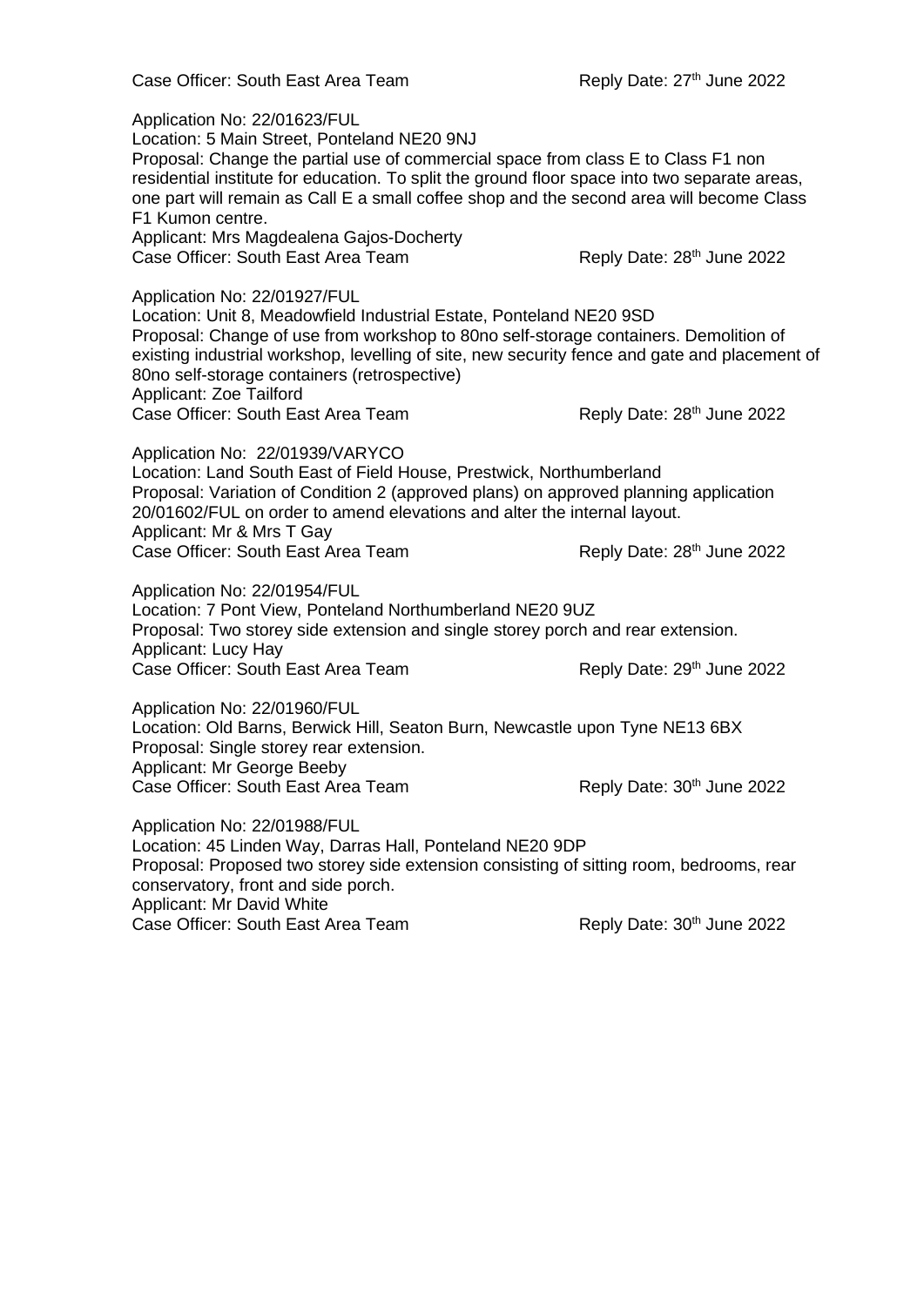Case Officer: South East Area Team　　　　　　Reply Date: 27th June 2022

Application No: 22/01623/FUL
Location: 5 Main Street, Ponteland NE20 9NJ
Proposal: Change the partial use of commercial space from class E to Class F1 non residential institute for education. To split the ground floor space into two separate areas, one part will remain as Call E a small coffee shop and the second area will become Class F1 Kumon centre.
Applicant: Mrs Magdealena Gajos-Docherty
Case Officer: South East Area Team　　　　　　Reply Date: 28th June 2022

Application No: 22/01927/FUL
Location: Unit 8, Meadowfield Industrial Estate, Ponteland NE20 9SD
Proposal: Change of use from workshop to 80no self-storage containers. Demolition of existing industrial workshop, levelling of site, new security fence and gate and placement of 80no self-storage containers (retrospective)
Applicant: Zoe Tailford
Case Officer: South East Area Team　　　　　　Reply Date: 28th June 2022

Application No: 22/01939/VARYCO
Location: Land South East of Field House, Prestwick, Northumberland
Proposal: Variation of Condition 2 (approved plans) on approved planning application 20/01602/FUL on order to amend elevations and alter the internal layout.
Applicant: Mr & Mrs T Gay
Case Officer: South East Area Team　　　　　　Reply Date: 28th June 2022

Application No: 22/01954/FUL
Location: 7 Pont View, Ponteland Northumberland NE20 9UZ
Proposal: Two storey side extension and single storey porch and rear extension.
Applicant: Lucy Hay
Case Officer: South East Area Team　　　　　　Reply Date: 29th June 2022

Application No: 22/01960/FUL
Location: Old Barns, Berwick Hill, Seaton Burn, Newcastle upon Tyne NE13 6BX
Proposal: Single storey rear extension.
Applicant: Mr George Beeby
Case Officer: South East Area Team　　　　　　Reply Date: 30th June 2022

Application No: 22/01988/FUL
Location: 45 Linden Way, Darras Hall, Ponteland NE20 9DP
Proposal: Proposed two storey side extension consisting of sitting room, bedrooms, rear conservatory, front and side porch.
Applicant: Mr David White
Case Officer: South East Area Team　　　　　　Reply Date: 30th June 2022